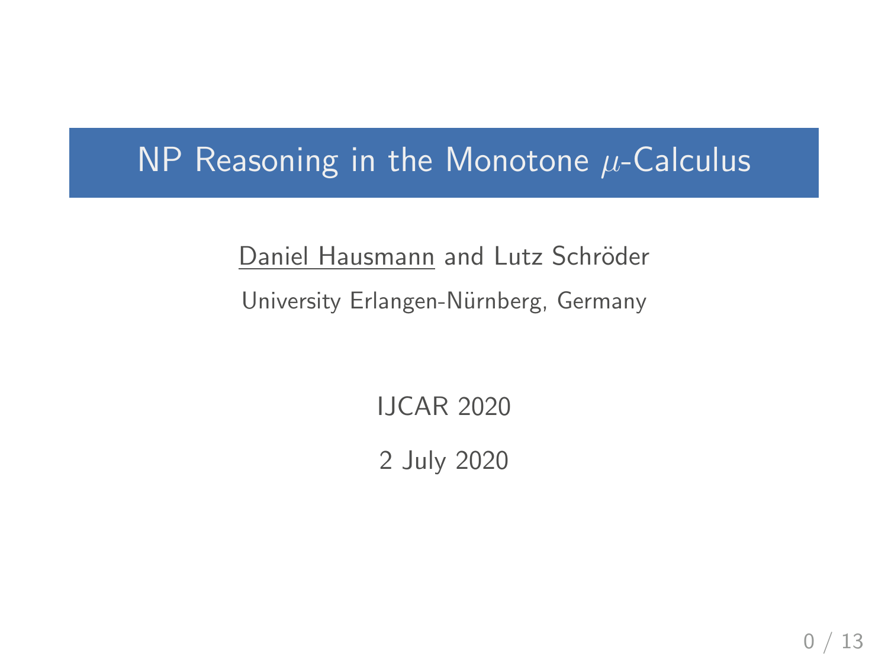# NP Reasoning in the Monotone $\mu$-Calculus

Daniel Hausmann and Lutz Schröder

University Erlangen-Nürnberg, Germany

IJCAR 2020

2 July 2020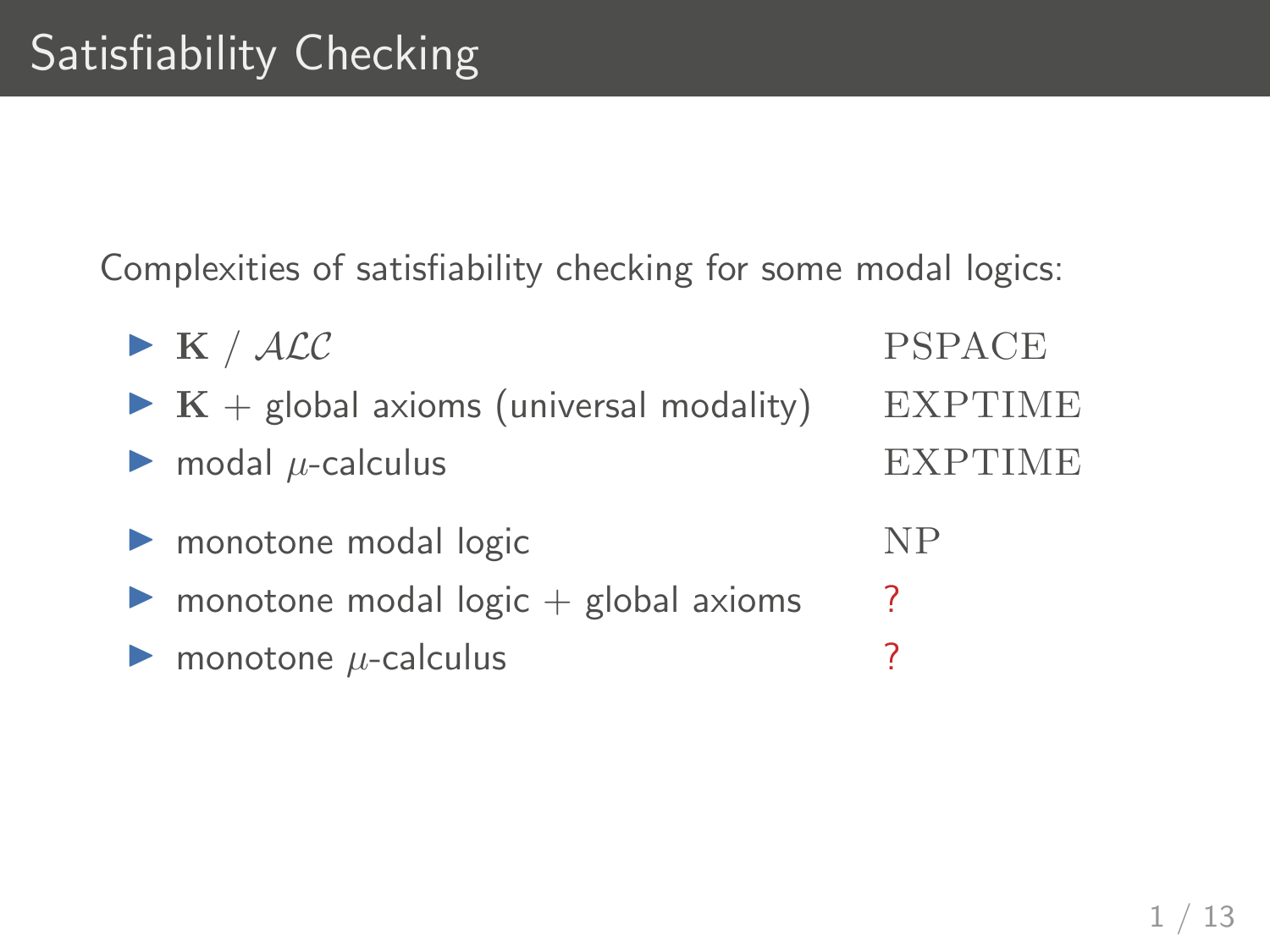# Satisfiability Checking

Complexities of satisfiability checking for some modal logics:

| Logic | Complexity |
|---|---|
| $\mathbf{K}$ / $\mathcal{ALC}$ | PSPACE |
| $\mathbf{K}$ + global axioms (universal modality) | EXPTIME |
| modal $\mu$-calculus | EXPTIME |
| monotone modal logic | NP |
| monotone modal logic + global axioms | ? |
| monotone $\mu$-calculus | ? |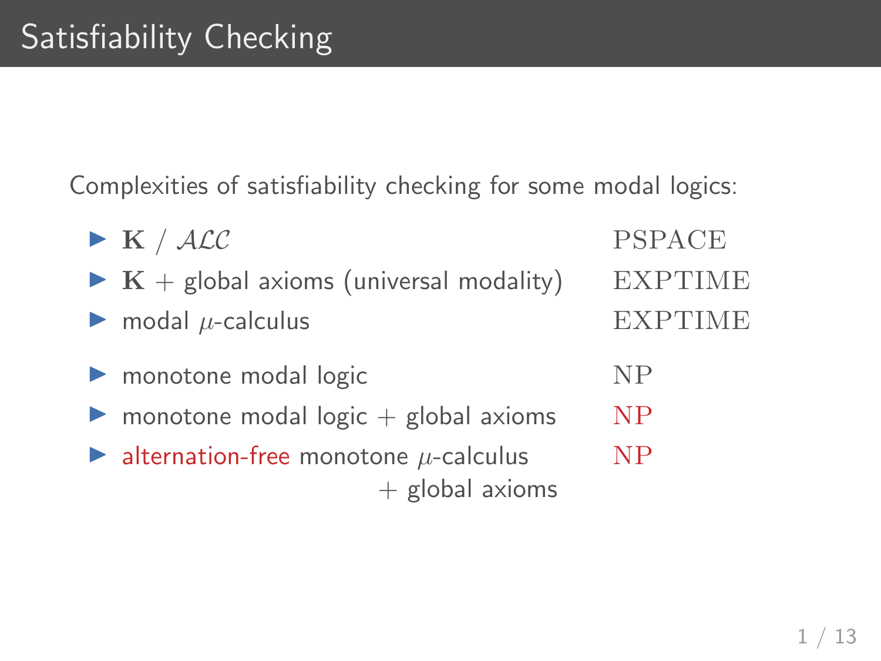# Satisfiability Checking

Complexities of satisfiability checking for some modal logics:

| Logic | Complexity |
|---|---|
| $\mathbf{K}$ / $\mathcal{ALC}$ | PSPACE |
| $\mathbf{K}$ + global axioms (universal modality) | EXPTIME |
| modal $\mu$-calculus | EXPTIME |
| monotone modal logic | NP |
| monotone modal logic + global axioms | NP |
| alternation-free monotone $\mu$-calculus + global axioms | NP |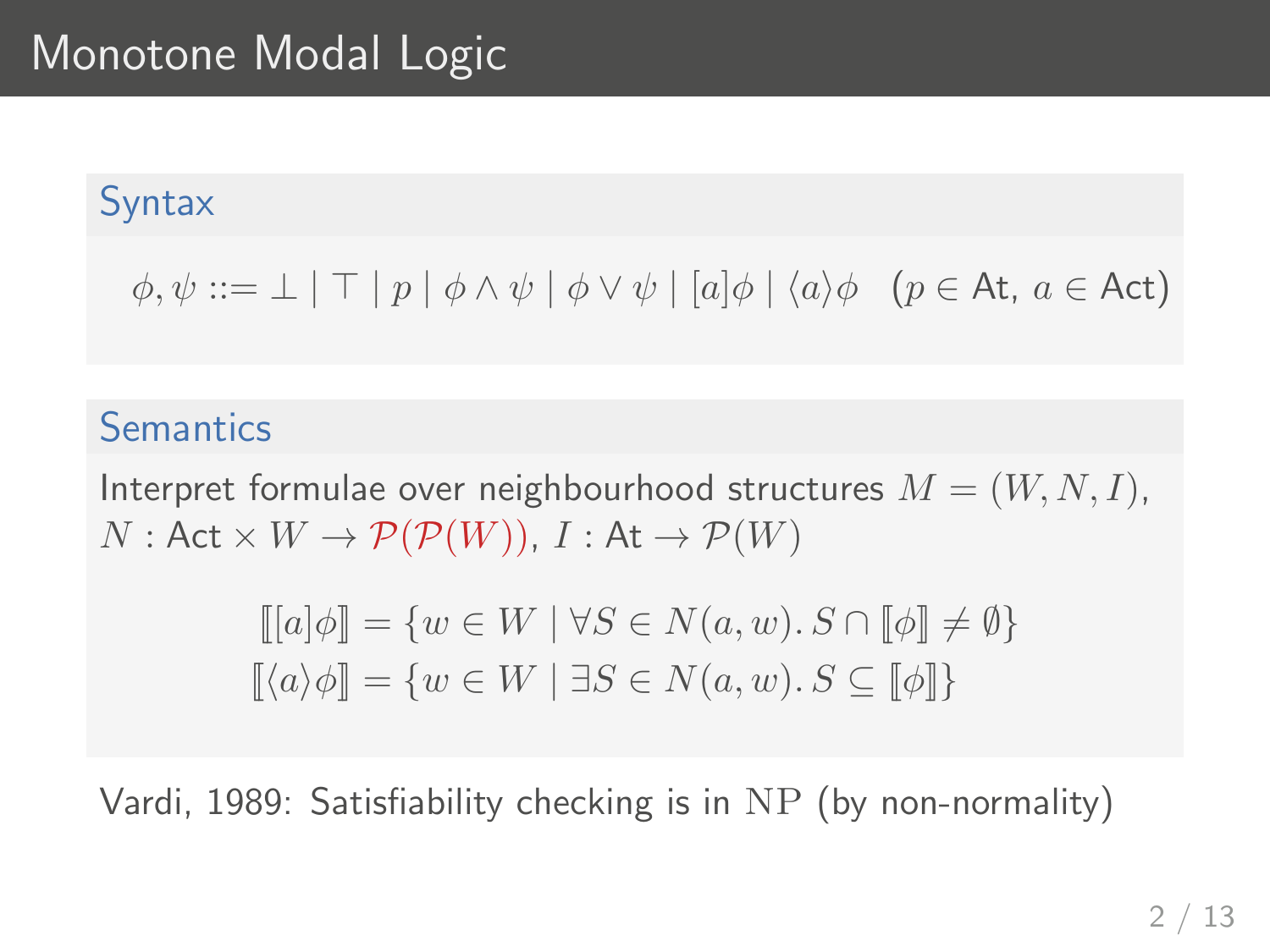# Monotone Modal Logic

## Syntax

$$\phi, \psi ::= \bot \mid \top \mid p \mid \phi \wedge \psi \mid \phi \vee \psi \mid [a]\phi \mid \langle a \rangle \phi \quad (p \in \mathsf{At},\ a \in \mathsf{Act})$$

## Semantics

Interpret formulae over neighbourhood structures $M = (W, N, I)$, $N : \mathsf{Act} \times W \to \mathcal{P}(\mathcal{P}(W))$, $I : \mathsf{At} \to \mathcal{P}(W)$

$$[\![ [a]\phi ]\!] = \{w \in W \mid \forall S \in N(a, w).\, S \cap [\![\phi]\!] \neq \emptyset\}$$
$$[\![ \langle a \rangle \phi ]\!] = \{w \in W \mid \exists S \in N(a, w).\, S \subseteq [\![\phi]\!]\}$$

Vardi, 1989: Satisfiability checking is in $\mathrm{NP}$ (by non-normality)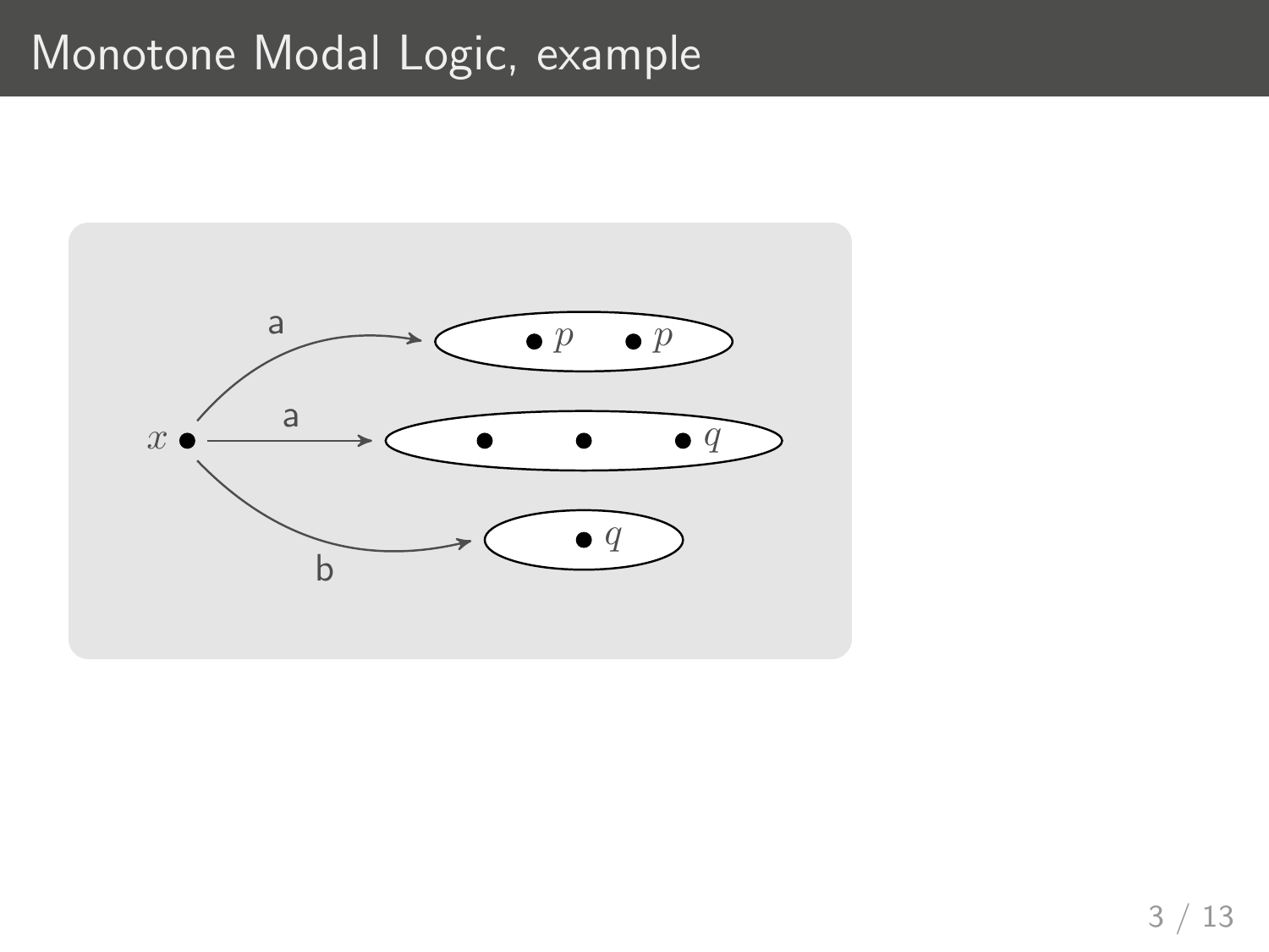# Monotone Modal Logic, example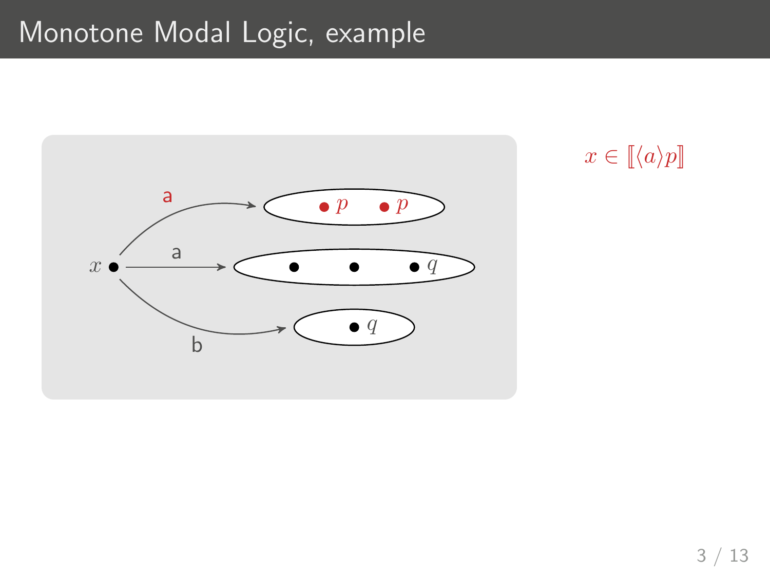# Monotone Modal Logic, example

$x \in [\![\langle a \rangle p]\!]$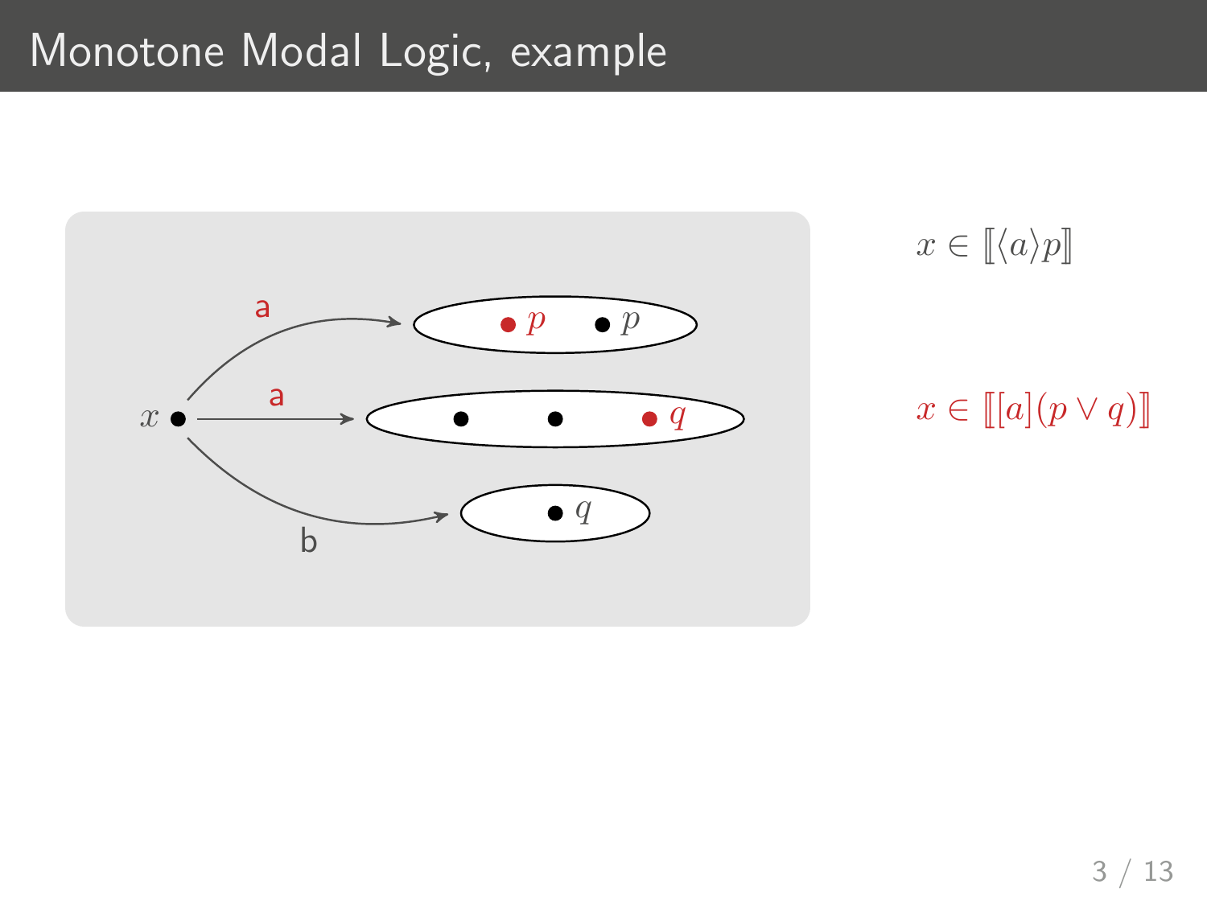# Monotone Modal Logic, example

$x \in [\![\langle a \rangle p]\!]$

$x \in [\![[a](p \vee q)]\!]$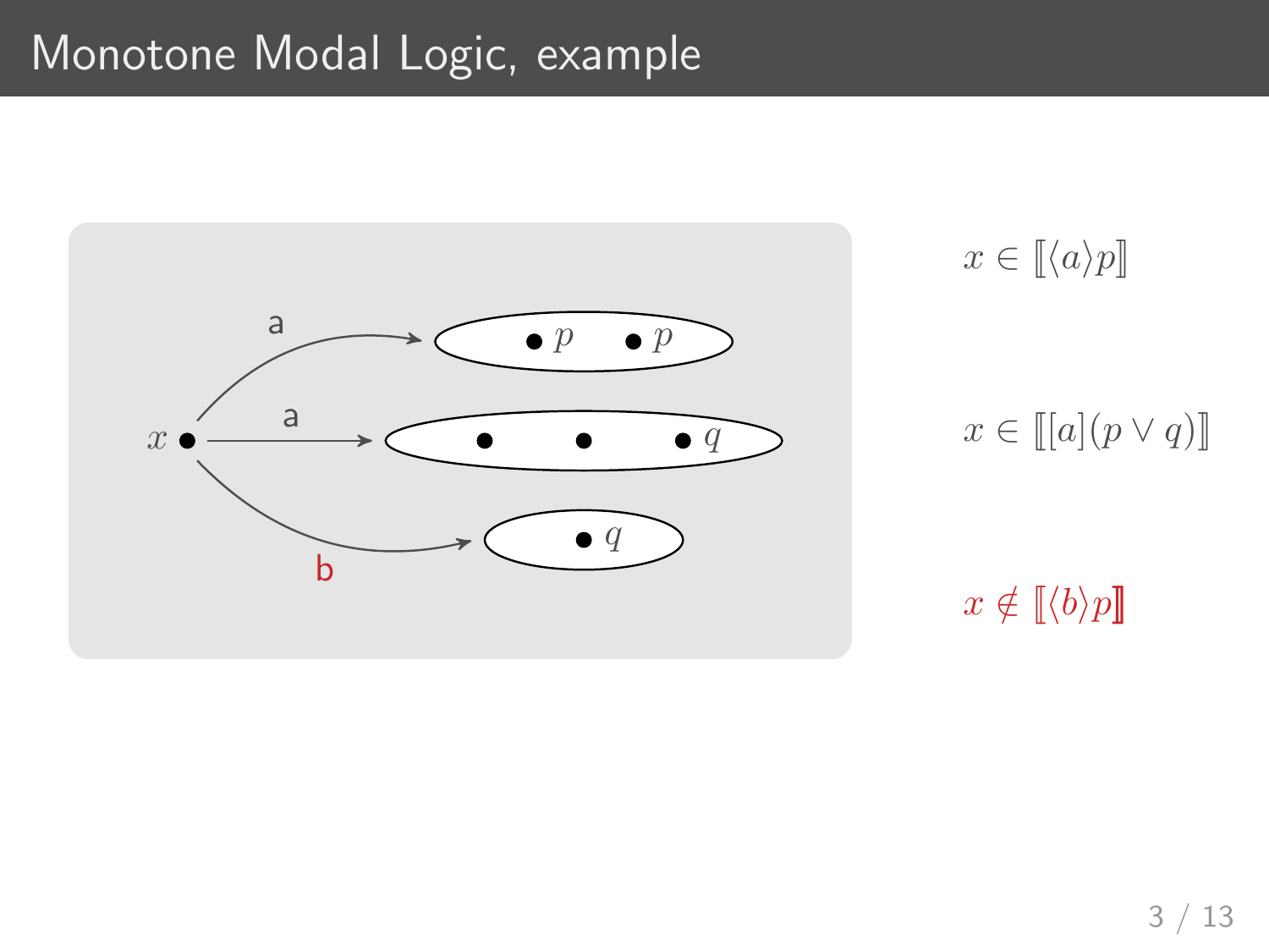# Monotone Modal Logic, example

$x \in [\![\langle a \rangle p]\!]$

$x \in [\![[a](p \vee q)]\!]$

$x \notin [\![\langle b \rangle p]\!]$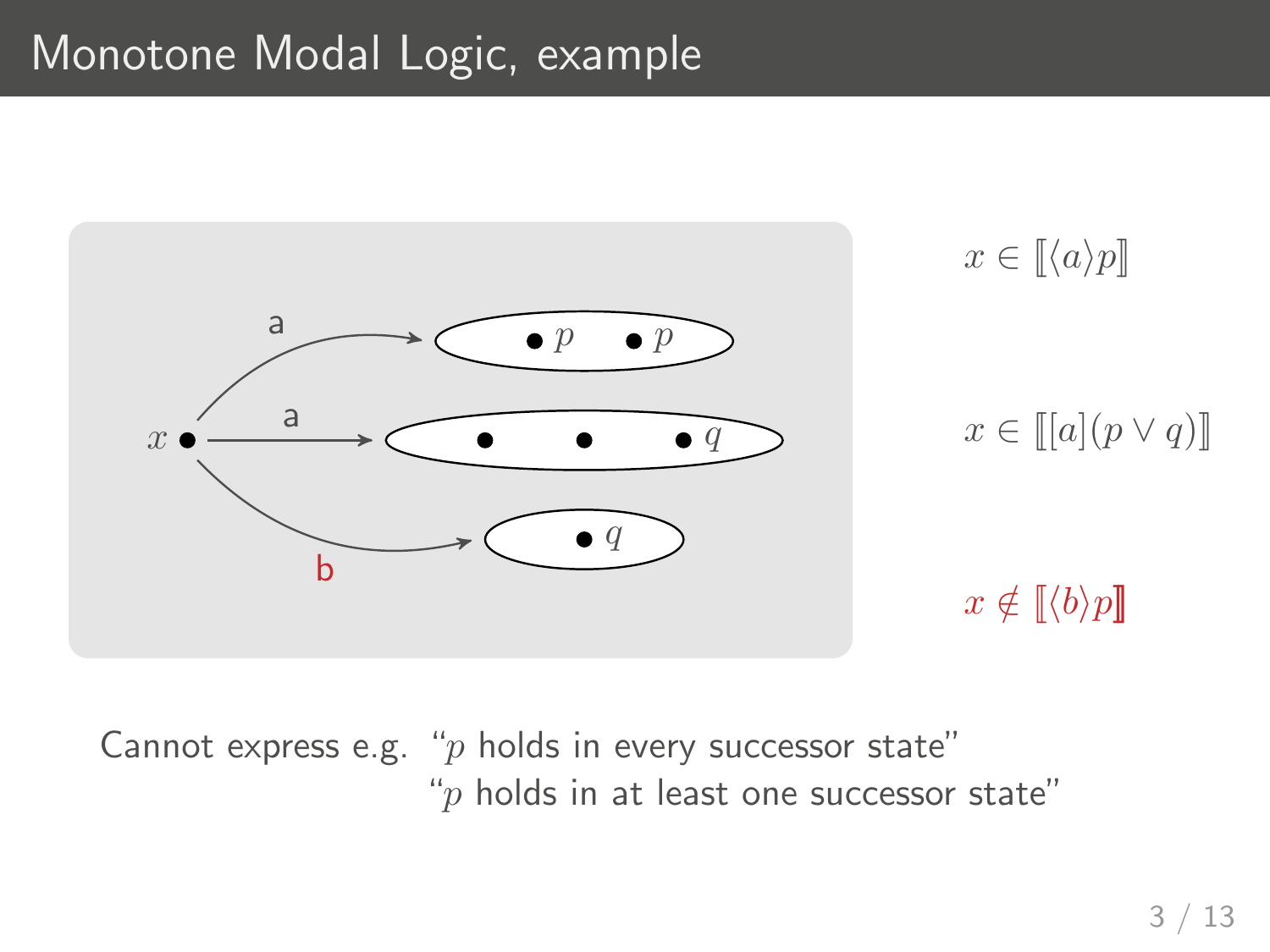# Monotone Modal Logic, example

$x \in [\![\langle a \rangle p]\!]$

$x \in [\![[a](p \vee q)]\!]$

$x \notin [\![\langle b \rangle p]\!]$

Cannot express e.g. "$p$ holds in every successor state"
"$p$ holds in at least one successor state"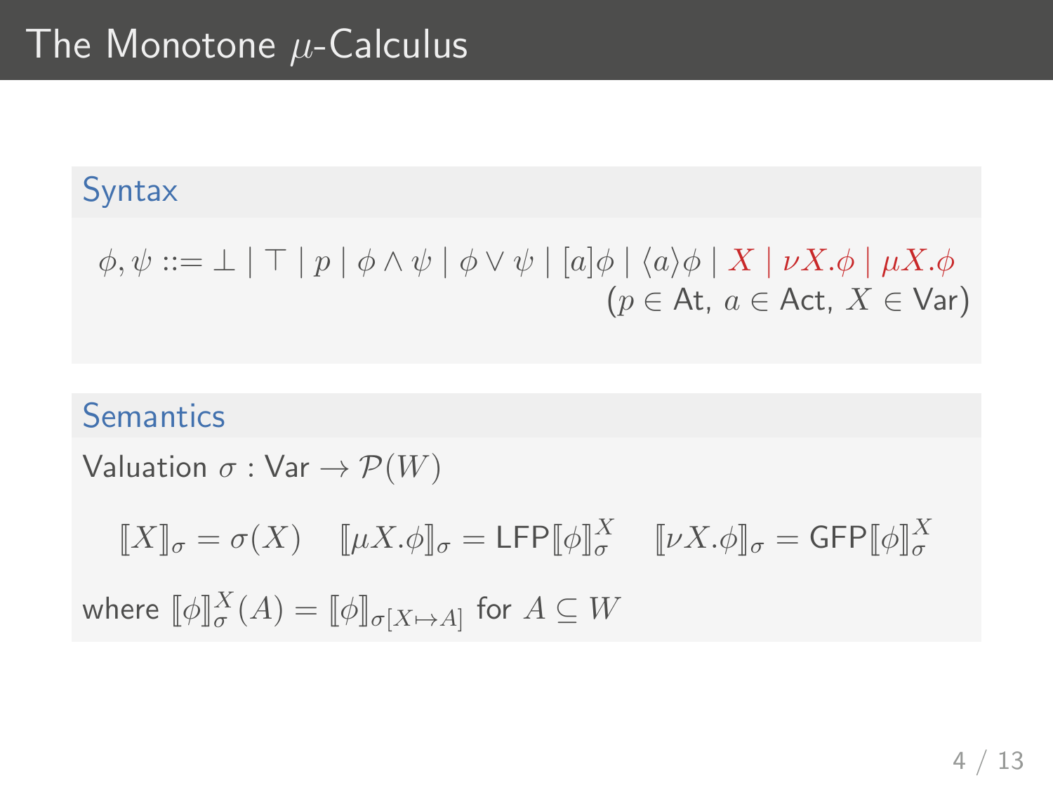# The Monotone $\mu$-Calculus

### Syntax

$$\phi, \psi ::= \bot \mid \top \mid p \mid \phi \wedge \psi \mid \phi \vee \psi \mid [a]\phi \mid \langle a \rangle \phi \mid X \mid \nu X.\phi \mid \mu X.\phi$$

$(p \in \mathsf{At},\ a \in \mathsf{Act},\ X \in \mathsf{Var})$

### Semantics

Valuation $\sigma : \mathsf{Var} \to \mathcal{P}(W)$

$$[\![X]\!]_\sigma = \sigma(X) \quad [\![\mu X.\phi]\!]_\sigma = \mathsf{LFP}[\![\phi]\!]^X_\sigma \quad [\![\nu X.\phi]\!]_\sigma = \mathsf{GFP}[\![\phi]\!]^X_\sigma$$

where $[\![\phi]\!]^X_\sigma(A) = [\![\phi]\!]_{\sigma[X \mapsto A]}$ for $A \subseteq W$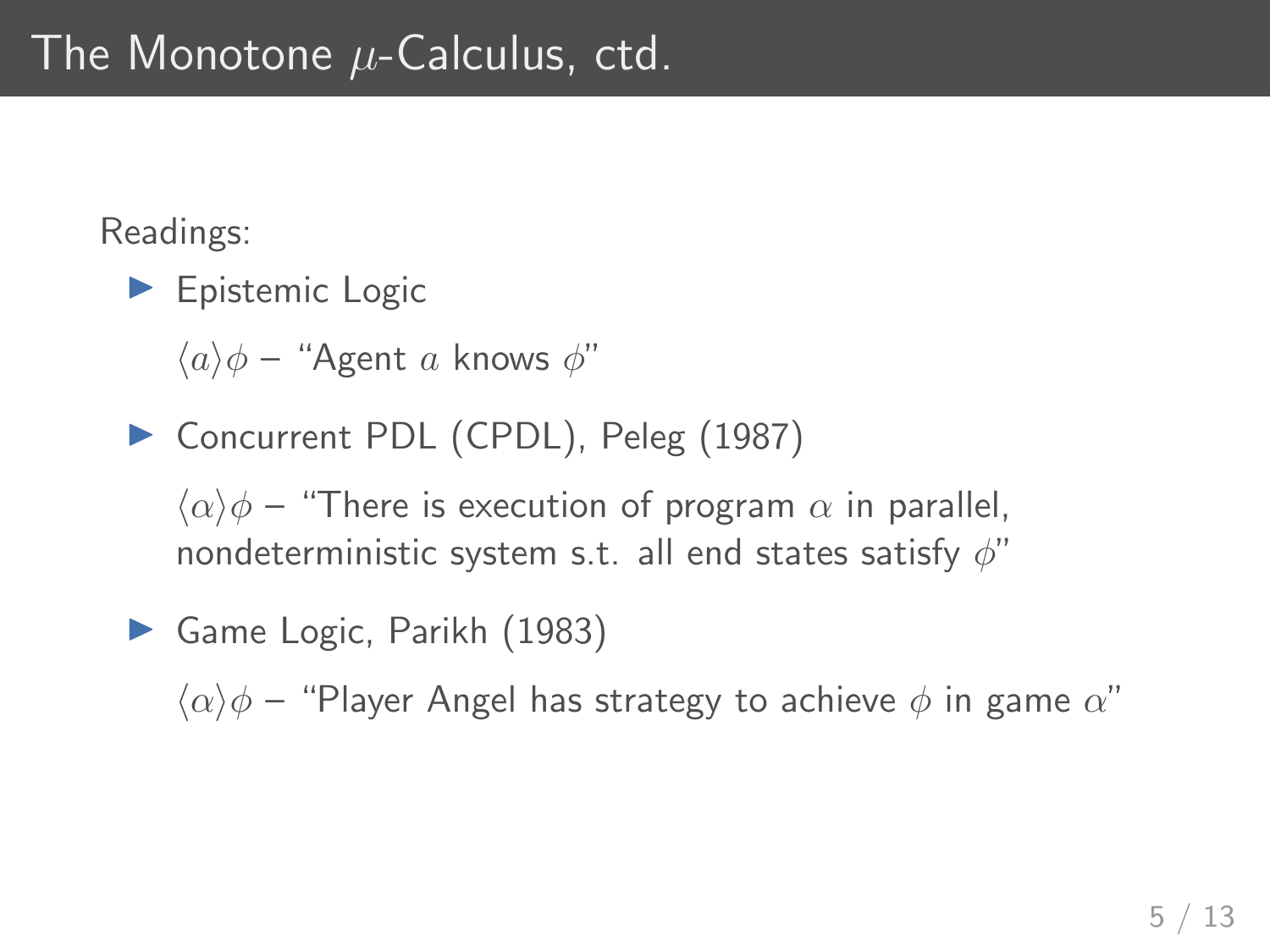# The Monotone $\mu$-Calculus, ctd.

Readings:

- Epistemic Logic

  $\langle a \rangle \phi$ – "Agent $a$ knows $\phi$"

- Concurrent PDL (CPDL), Peleg (1987)

  $\langle \alpha \rangle \phi$ – "There is execution of program $\alpha$ in parallel, nondeterministic system s.t. all end states satisfy $\phi$"

- Game Logic, Parikh (1983)

  $\langle \alpha \rangle \phi$ – "Player Angel has strategy to achieve $\phi$ in game $\alpha$"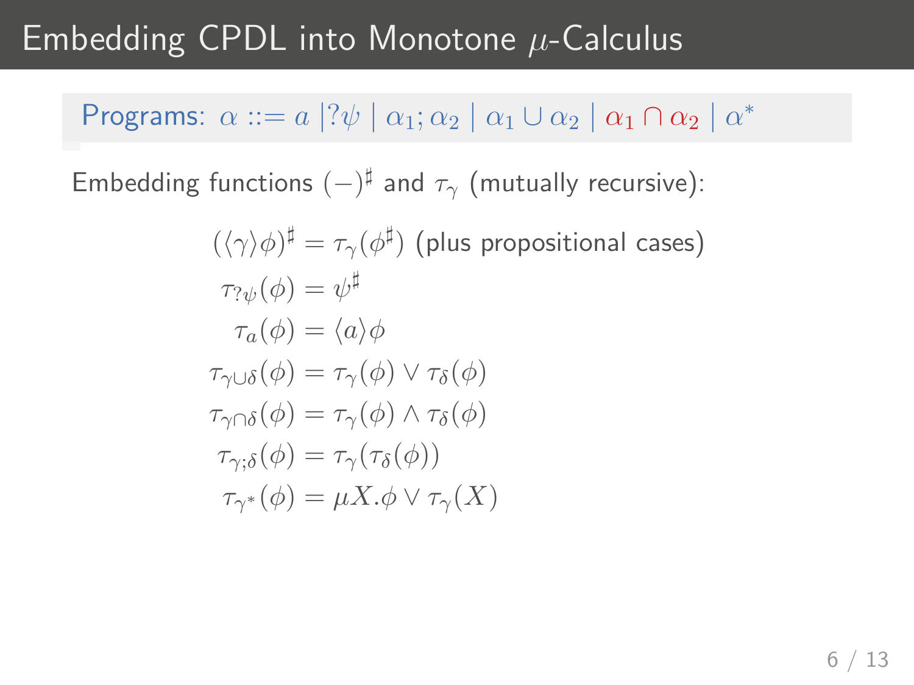# Embedding CPDL into Monotone $\mu$-Calculus

Programs: $\alpha ::= a \mid ?\psi \mid \alpha_1; \alpha_2 \mid \alpha_1 \cup \alpha_2 \mid \alpha_1 \cap \alpha_2 \mid \alpha^*$

Embedding functions $(-)^\sharp$ and $\tau_\gamma$ (mutually recursive):

$$
\begin{aligned}
(\langle\gamma\rangle\phi)^\sharp &= \tau_\gamma(\phi^\sharp) \text{ (plus propositional cases)} \\
\tau_{?\psi}(\phi) &= \psi^\sharp \\
\tau_a(\phi) &= \langle a\rangle\phi \\
\tau_{\gamma\cup\delta}(\phi) &= \tau_\gamma(\phi) \vee \tau_\delta(\phi) \\
\tau_{\gamma\cap\delta}(\phi) &= \tau_\gamma(\phi) \wedge \tau_\delta(\phi) \\
\tau_{\gamma;\delta}(\phi) &= \tau_\gamma(\tau_\delta(\phi)) \\
\tau_{\gamma^*}(\phi) &= \mu X.\phi \vee \tau_\gamma(X)
\end{aligned}
$$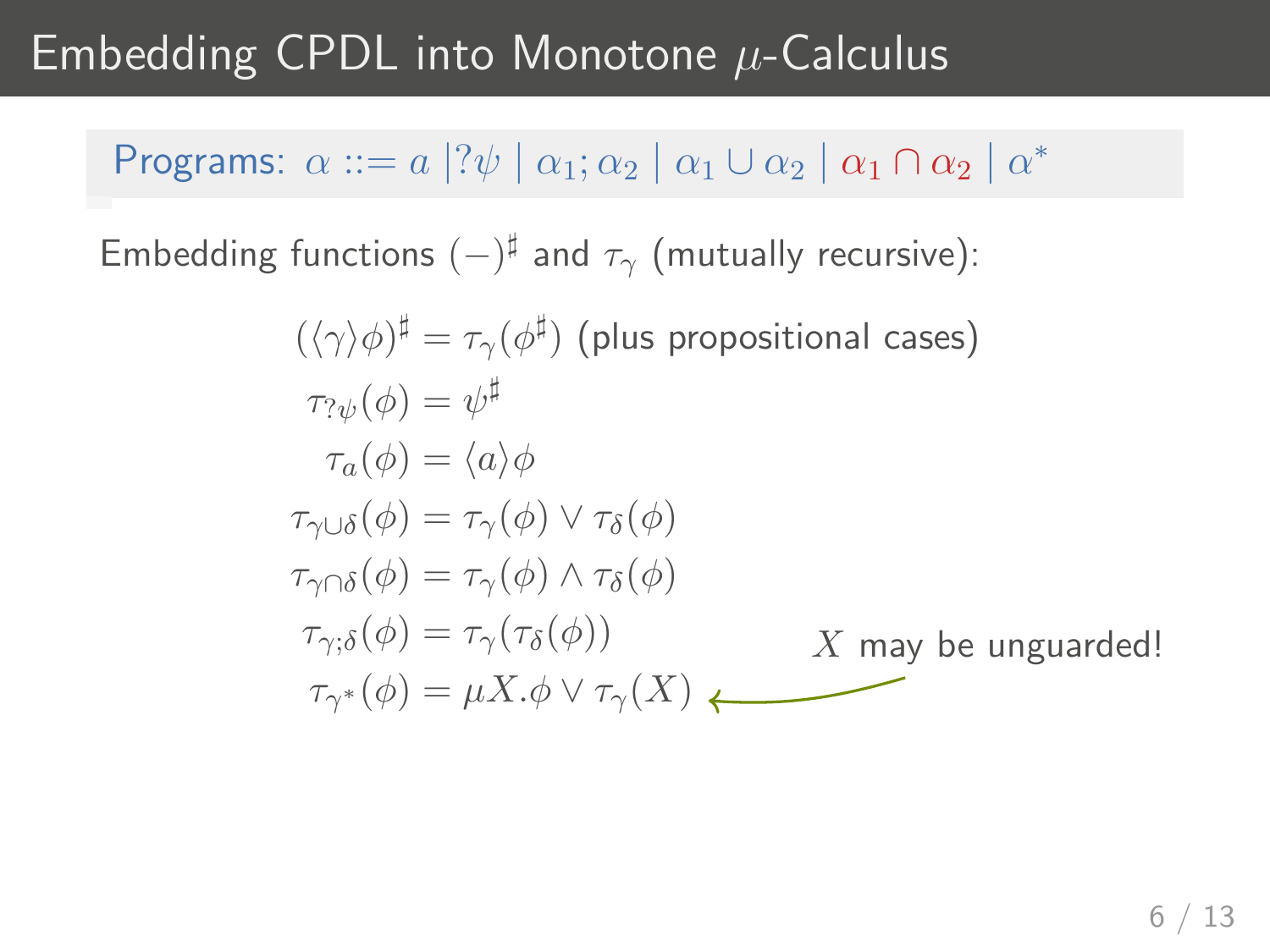# Embedding CPDL into Monotone $\mu$-Calculus

Programs: $\alpha ::= a \mid ?\psi \mid \alpha_1;\alpha_2 \mid \alpha_1 \cup \alpha_2 \mid \alpha_1 \cap \alpha_2 \mid \alpha^*$

Embedding functions $(-)^\sharp$ and $\tau_\gamma$ (mutually recursive):

$$
\begin{aligned}
(\langle\gamma\rangle\phi)^\sharp &= \tau_\gamma(\phi^\sharp) \text{ (plus propositional cases)} \\
\tau_{?\psi}(\phi) &= \psi^\sharp \\
\tau_a(\phi) &= \langle a\rangle\phi \\
\tau_{\gamma\cup\delta}(\phi) &= \tau_\gamma(\phi) \vee \tau_\delta(\phi) \\
\tau_{\gamma\cap\delta}(\phi) &= \tau_\gamma(\phi) \wedge \tau_\delta(\phi) \\
\tau_{\gamma;\delta}(\phi) &= \tau_\gamma(\tau_\delta(\phi)) \\
\tau_{\gamma^*}(\phi) &= \mu X.\phi \vee \tau_\gamma(X)
\end{aligned}
$$

$X$ may be unguarded!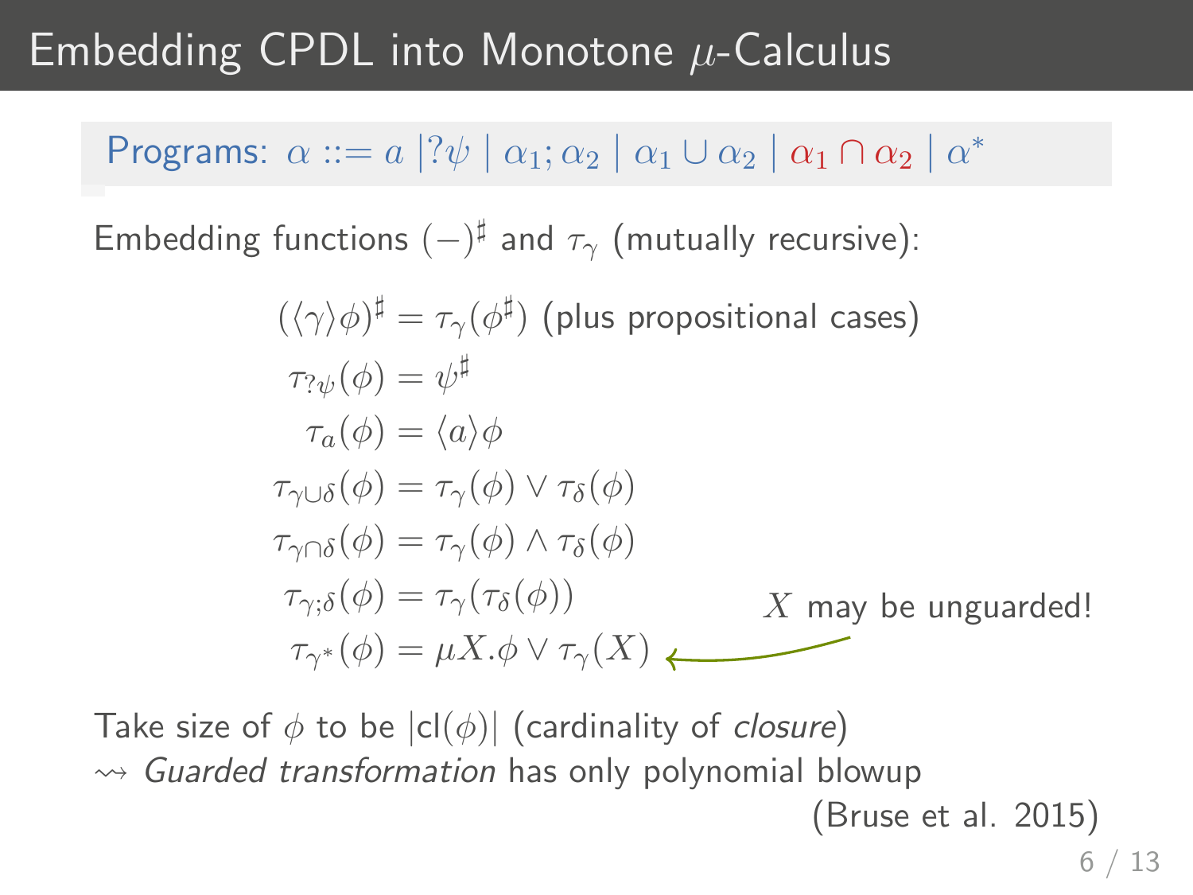# Embedding CPDL into Monotone $\mu$-Calculus

Programs: $\alpha ::= a \mid ?\psi \mid \alpha_1; \alpha_2 \mid \alpha_1 \cup \alpha_2 \mid \alpha_1 \cap \alpha_2 \mid \alpha^*$

Embedding functions $(-)^\sharp$ and $\tau_\gamma$ (mutually recursive):

$$
\begin{aligned}
(\langle\gamma\rangle\phi)^\sharp &= \tau_\gamma(\phi^\sharp) \text{ (plus propositional cases)} \\
\tau_{?\psi}(\phi) &= \psi^\sharp \\
\tau_a(\phi) &= \langle a\rangle\phi \\
\tau_{\gamma\cup\delta}(\phi) &= \tau_\gamma(\phi) \vee \tau_\delta(\phi) \\
\tau_{\gamma\cap\delta}(\phi) &= \tau_\gamma(\phi) \wedge \tau_\delta(\phi) \\
\tau_{\gamma;\delta}(\phi) &= \tau_\gamma(\tau_\delta(\phi)) \\
\tau_{\gamma^*}(\phi) &= \mu X.\phi \vee \tau_\gamma(X)
\end{aligned}
$$

$X$ may be unguarded!

Take size of $\phi$ to be $|\mathsf{cl}(\phi)|$ (cardinality of *closure*)
$\rightsquigarrow$ *Guarded transformation* has only polynomial blowup (Bruse et al. 2015)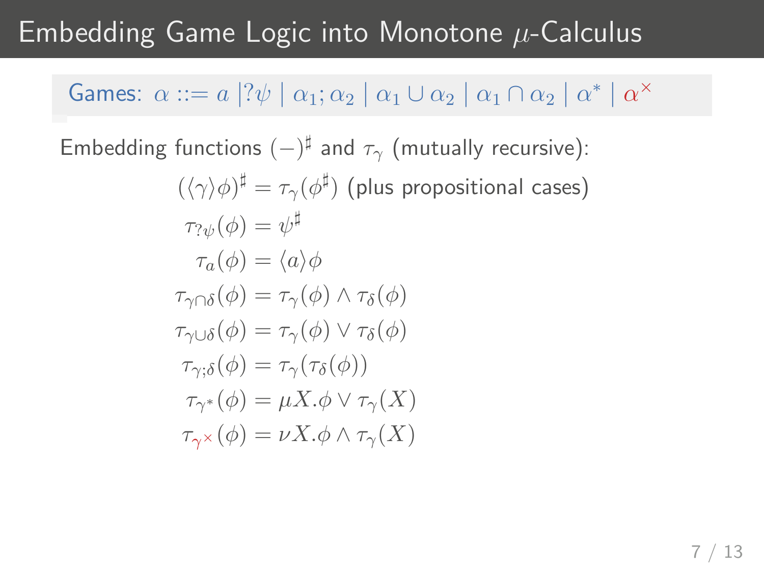# Embedding Game Logic into Monotone $\mu$-Calculus

Games: $\alpha ::= a \mid ?\psi \mid \alpha_1 ; \alpha_2 \mid \alpha_1 \cup \alpha_2 \mid \alpha_1 \cap \alpha_2 \mid \alpha^* \mid \alpha^\times$

Embedding functions $(-)^\sharp$ and $\tau_\gamma$ (mutually recursive):

$$
\begin{aligned}
(\langle\gamma\rangle\phi)^\sharp &= \tau_\gamma(\phi^\sharp) \text{ (plus propositional cases)} \\
\tau_{?\psi}(\phi) &= \psi^\sharp \\
\tau_a(\phi) &= \langle a\rangle\phi \\
\tau_{\gamma\cap\delta}(\phi) &= \tau_\gamma(\phi) \wedge \tau_\delta(\phi) \\
\tau_{\gamma\cup\delta}(\phi) &= \tau_\gamma(\phi) \vee \tau_\delta(\phi) \\
\tau_{\gamma;\delta}(\phi) &= \tau_\gamma(\tau_\delta(\phi)) \\
\tau_{\gamma^*}(\phi) &= \mu X.\phi \vee \tau_\gamma(X) \\
\tau_{\gamma^\times}(\phi) &= \nu X.\phi \wedge \tau_\gamma(X)
\end{aligned}
$$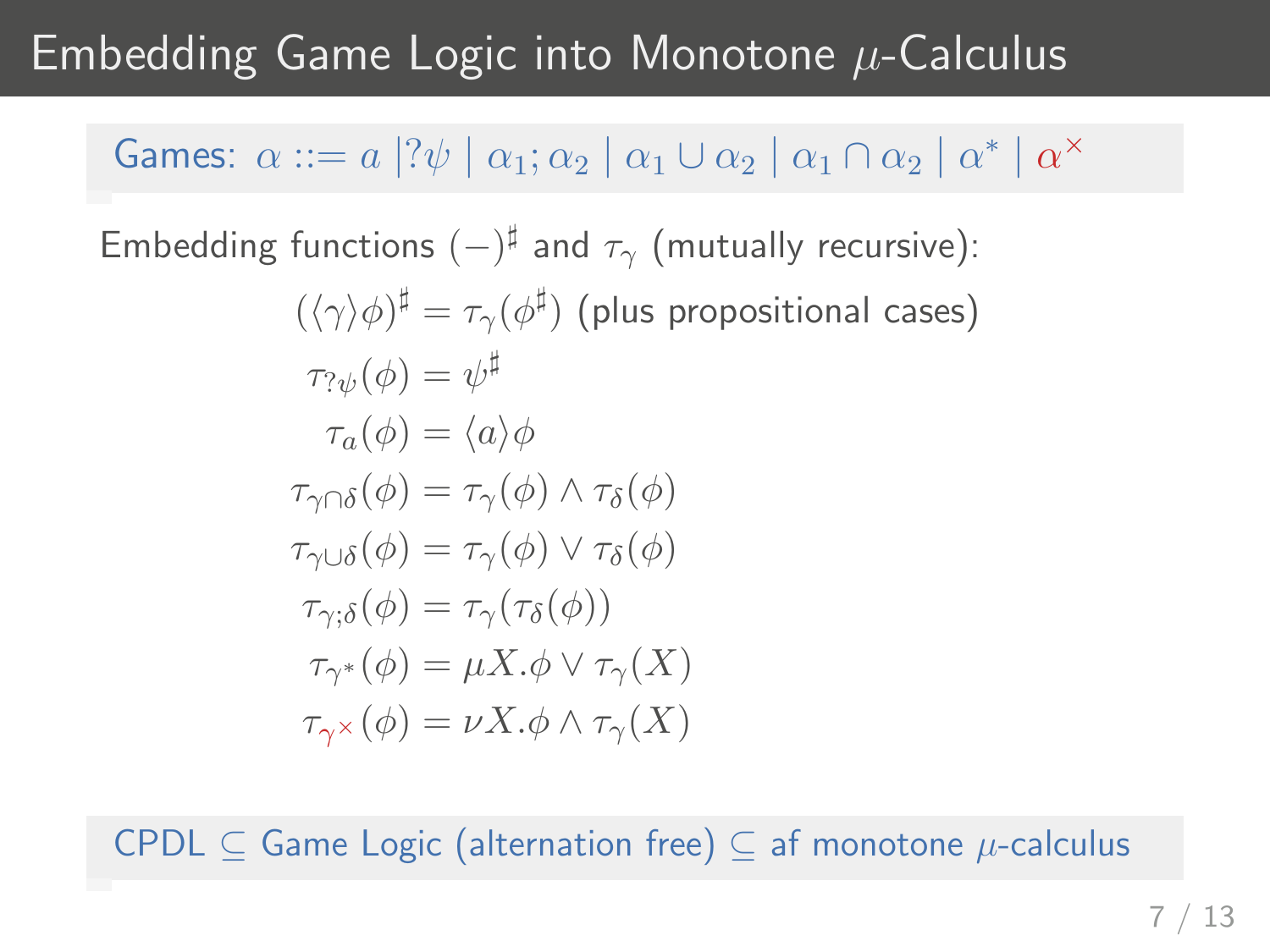# Embedding Game Logic into Monotone $\mu$-Calculus

Games: $\alpha ::= a \mid ?\psi \mid \alpha_1 ; \alpha_2 \mid \alpha_1 \cup \alpha_2 \mid \alpha_1 \cap \alpha_2 \mid \alpha^* \mid \alpha^\times$

Embedding functions $(-)^\sharp$ and $\tau_\gamma$ (mutually recursive):

$$
\begin{aligned}
(\langle \gamma \rangle \phi)^\sharp &= \tau_\gamma(\phi^\sharp) \text{ (plus propositional cases)} \\
\tau_{?\psi}(\phi) &= \psi^\sharp \\
\tau_a(\phi) &= \langle a \rangle \phi \\
\tau_{\gamma \cap \delta}(\phi) &= \tau_\gamma(\phi) \wedge \tau_\delta(\phi) \\
\tau_{\gamma \cup \delta}(\phi) &= \tau_\gamma(\phi) \vee \tau_\delta(\phi) \\
\tau_{\gamma ; \delta}(\phi) &= \tau_\gamma(\tau_\delta(\phi)) \\
\tau_{\gamma^*}(\phi) &= \mu X . \phi \vee \tau_\gamma(X) \\
\tau_{\gamma^\times}(\phi) &= \nu X . \phi \wedge \tau_\gamma(X)
\end{aligned}
$$

CPDL $\subseteq$ Game Logic (alternation free) $\subseteq$ af monotone $\mu$-calculus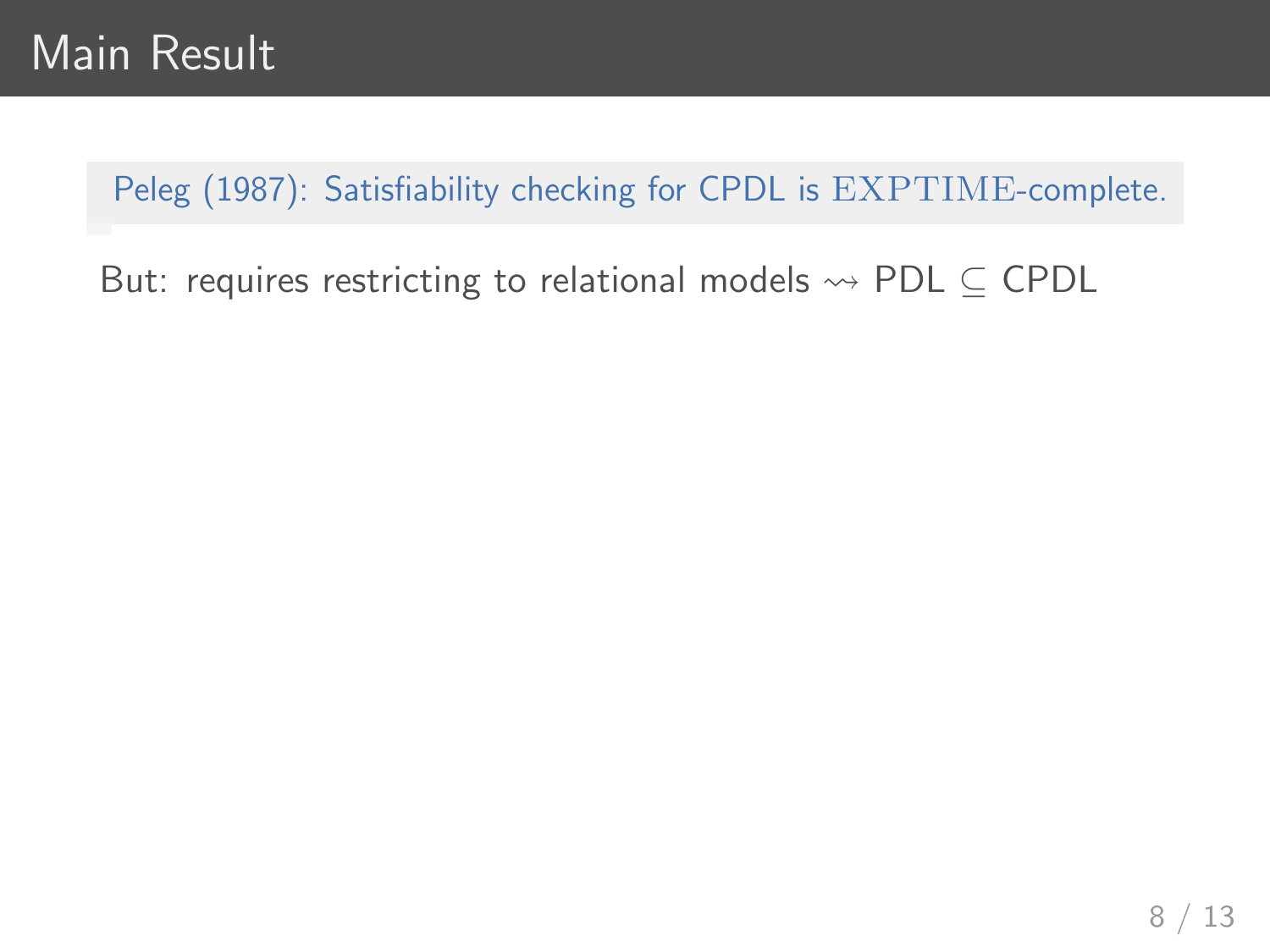# Main Result

> Peleg (1987): Satisfiability checking for CPDL is $\mathrm{EXPTIME}$-complete.

But: requires restricting to relational models $\rightsquigarrow$ PDL $\subseteq$ CPDL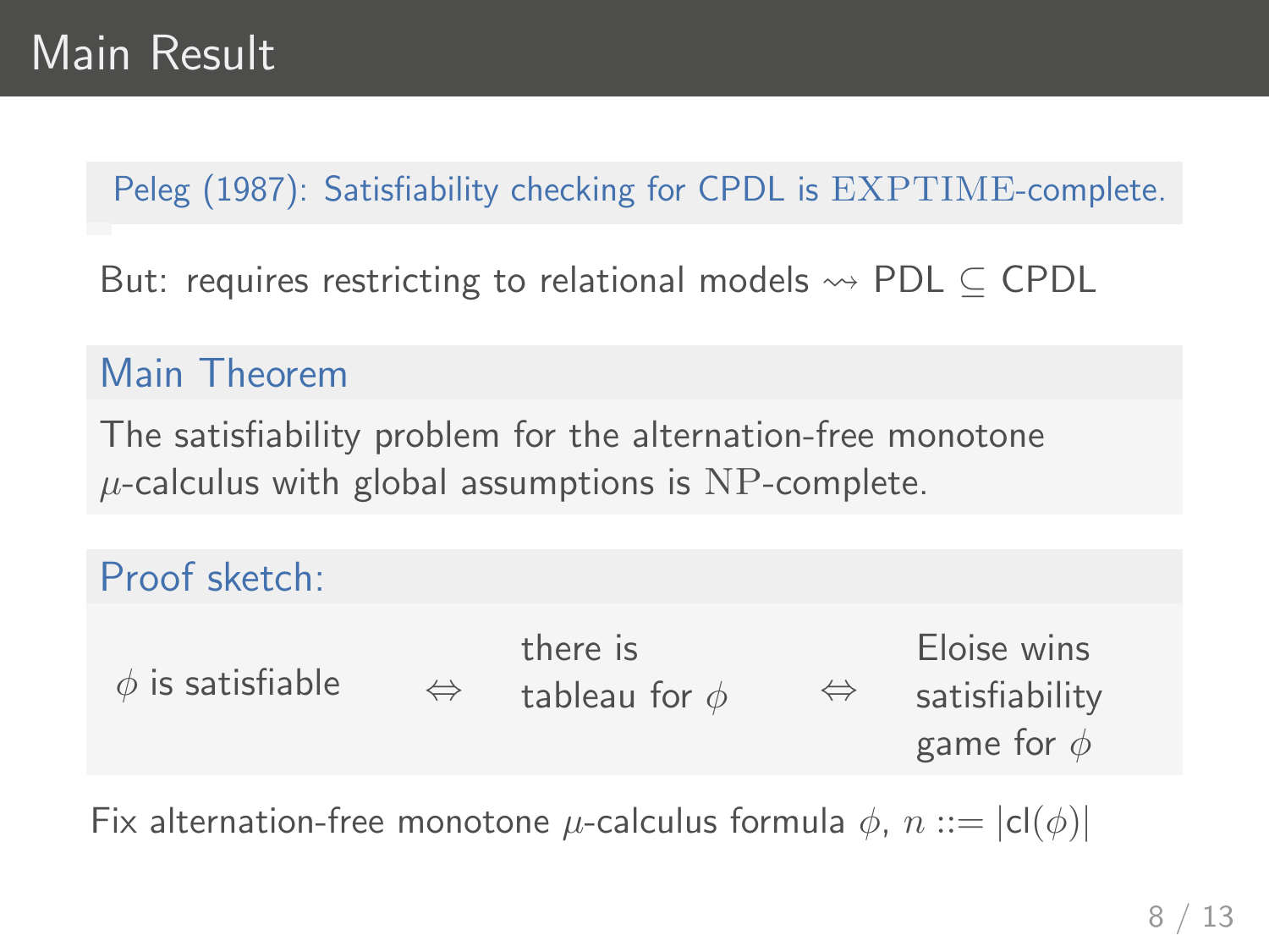# Main Result

Peleg (1987): Satisfiability checking for CPDL is $\mathrm{EXPTIME}$-complete.

But: requires restricting to relational models $\rightsquigarrow$ PDL $\subseteq$ CPDL

### Main Theorem

The satisfiability problem for the alternation-free monotone $\mu$-calculus with global assumptions is $\mathrm{NP}$-complete.

### Proof sketch:

$\phi$ is satisfiable $\Leftrightarrow$ there is tableau for $\phi$ $\Leftrightarrow$ Eloise wins satisfiability game for $\phi$

Fix alternation-free monotone $\mu$-calculus formula $\phi$, $n ::= |\mathsf{cl}(\phi)|$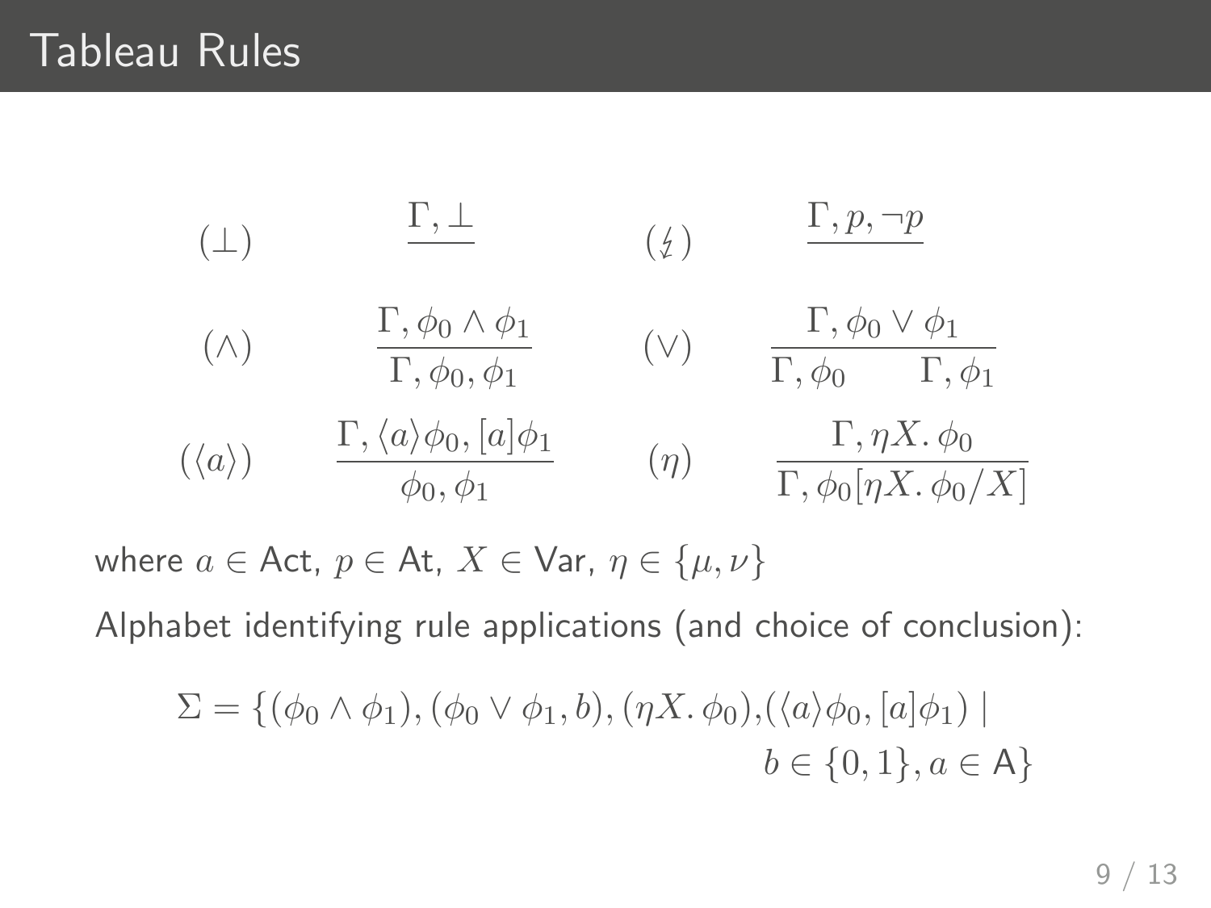# Tableau Rules

$$(\bot) \quad \frac{\Gamma, \bot}{} \qquad (\lightning) \quad \frac{\Gamma, p, \neg p}{}$$

$$(\wedge) \quad \frac{\Gamma, \phi_0 \wedge \phi_1}{\Gamma, \phi_0, \phi_1} \qquad (\vee) \quad \frac{\Gamma, \phi_0 \vee \phi_1}{\Gamma, \phi_0 \qquad \Gamma, \phi_1}$$

$$(\langle a \rangle) \quad \frac{\Gamma, \langle a \rangle \phi_0, [a]\phi_1}{\phi_0, \phi_1} \qquad (\eta) \quad \frac{\Gamma, \eta X.\, \phi_0}{\Gamma, \phi_0[\eta X.\, \phi_0 / X]}$$

where $a \in \mathsf{Act}$, $p \in \mathsf{At}$, $X \in \mathsf{Var}$, $\eta \in \{\mu, \nu\}$

Alphabet identifying rule applications (and choice of conclusion):

$$\Sigma = \{(\phi_0 \wedge \phi_1), (\phi_0 \vee \phi_1, b), (\eta X.\, \phi_0), (\langle a \rangle \phi_0, [a]\phi_1) \mid b \in \{0,1\}, a \in \mathsf{A}\}$$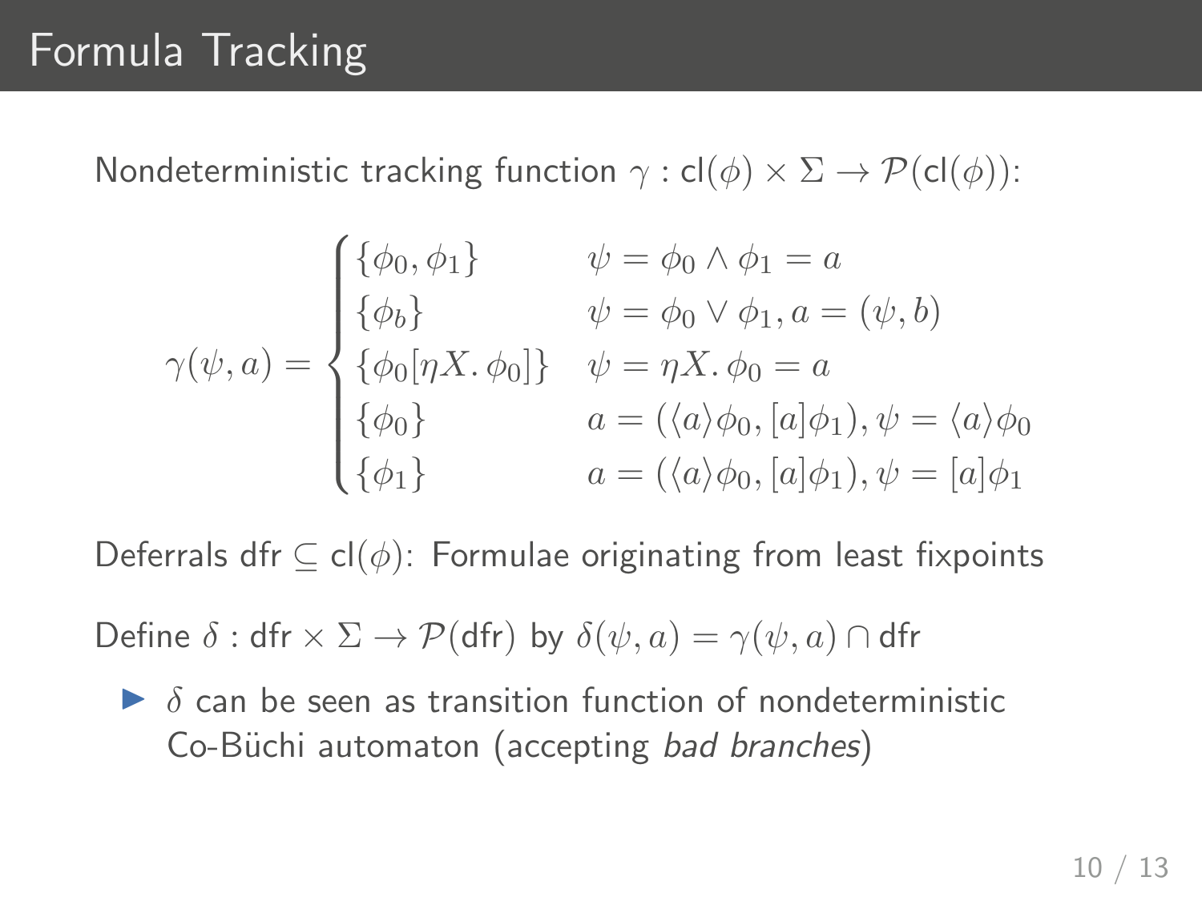# Formula Tracking

Nondeterministic tracking function $\gamma : \mathsf{cl}(\phi) \times \Sigma \to \mathcal{P}(\mathsf{cl}(\phi))$:

$$
\gamma(\psi, a) = \begin{cases}
\{\phi_0, \phi_1\} & \psi = \phi_0 \wedge \phi_1 = a \\
\{\phi_b\} & \psi = \phi_0 \vee \phi_1, a = (\psi, b) \\
\{\phi_0[\eta X.\, \phi_0]\} & \psi = \eta X.\, \phi_0 = a \\
\{\phi_0\} & a = (\langle a \rangle \phi_0, [a]\phi_1), \psi = \langle a \rangle \phi_0 \\
\{\phi_1\} & a = (\langle a \rangle \phi_0, [a]\phi_1), \psi = [a]\phi_1
\end{cases}
$$

Deferrals $\mathsf{dfr} \subseteq \mathsf{cl}(\phi)$: Formulae originating from least fixpoints

Define $\delta : \mathsf{dfr} \times \Sigma \to \mathcal{P}(\mathsf{dfr})$ by $\delta(\psi, a) = \gamma(\psi, a) \cap \mathsf{dfr}$

- $\delta$ can be seen as transition function of nondeterministic Co-Büchi automaton (accepting *bad branches*)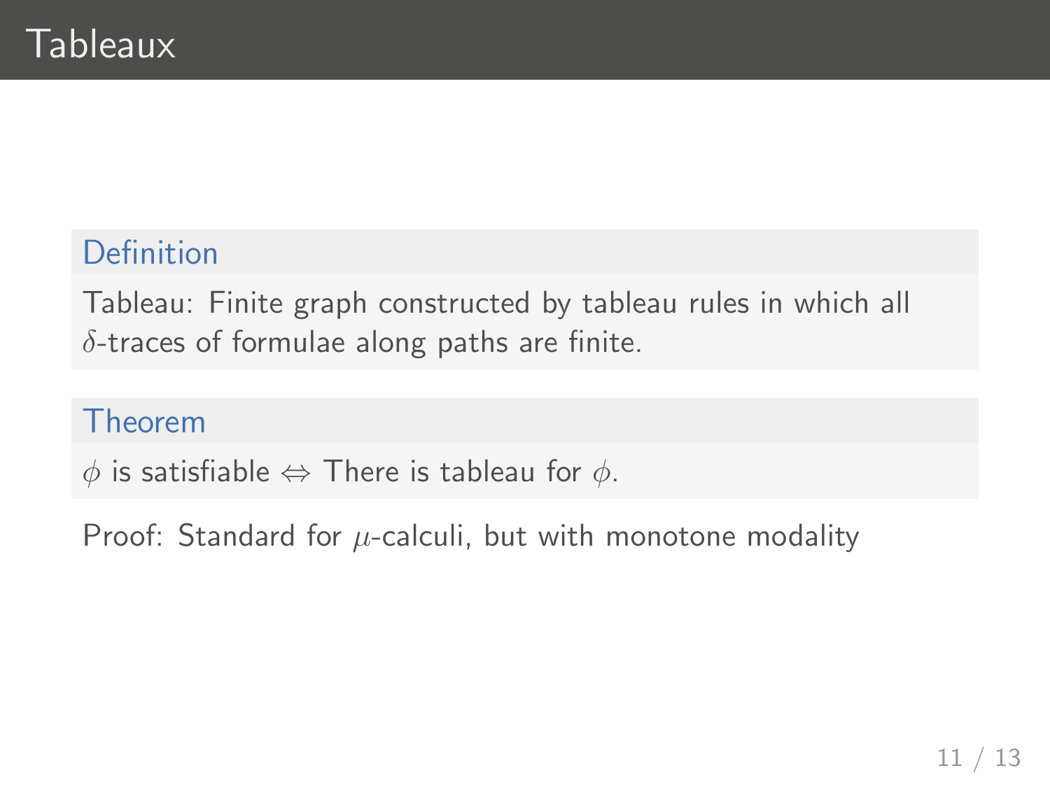# Tableaux

**Definition**

Tableau: Finite graph constructed by tableau rules in which all $\delta$-traces of formulae along paths are finite.

**Theorem**

$\phi$ is satisfiable $\Leftrightarrow$ There is tableau for $\phi$.

Proof: Standard for $\mu$-calculi, but with monotone modality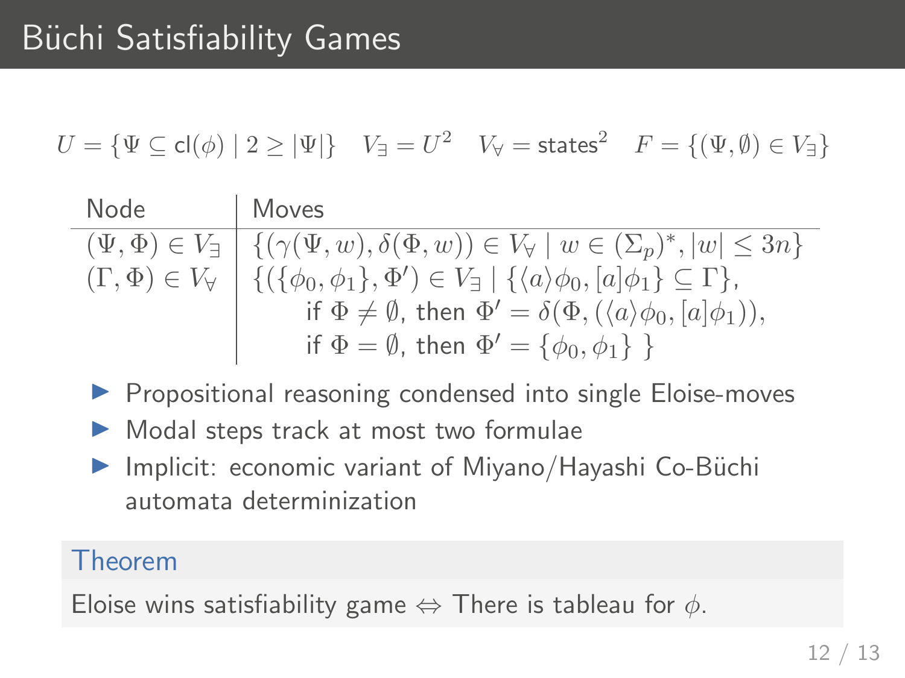# Büchi Satisfiability Games

$$U = \{\Psi \subseteq \mathsf{cl}(\phi) \mid 2 \geq |\Psi|\} \quad V_\exists = U^2 \quad V_\forall = \mathsf{states}^2 \quad F = \{(\Psi, \emptyset) \in V_\exists\}$$

| Node | Moves |
| --- | --- |
| $(\Psi, \Phi) \in V_\exists$ | $\{(\gamma(\Psi, w), \delta(\Phi, w)) \in V_\forall \mid w \in (\Sigma_p)^*, \lvert w \rvert \leq 3n\}$ |
| $(\Gamma, \Phi) \in V_\forall$ | $\{(\{\phi_0, \phi_1\}, \Phi') \in V_\exists \mid \{\langle a\rangle\phi_0, [a]\phi_1\} \subseteq \Gamma\}$, if $\Phi \neq \emptyset$, then $\Phi' = \delta(\Phi, (\langle a\rangle\phi_0, [a]\phi_1))$, if $\Phi = \emptyset$, then $\Phi' = \{\phi_0, \phi_1\}$ $\}$ |

- Propositional reasoning condensed into single Eloise-moves
- Modal steps track at most two formulae
- Implicit: economic variant of Miyano/Hayashi Co-Büchi automata determinization

**Theorem**

Eloise wins satisfiability game $\Leftrightarrow$ There is tableau for $\phi$.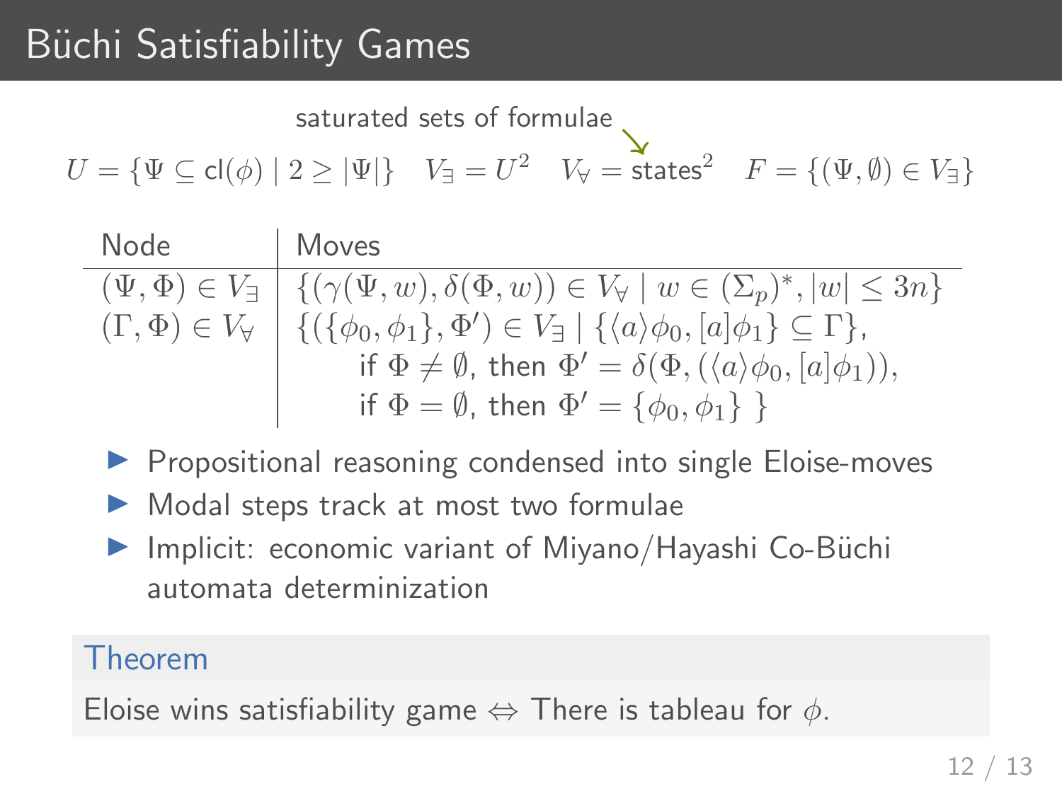# Büchi Satisfiability Games

saturated sets of formulae ↘

$$U = \{\Psi \subseteq \mathsf{cl}(\phi) \mid 2 \geq |\Psi|\} \quad V_\exists = U^2 \quad V_\forall = \text{states}^2 \quad F = \{(\Psi, \emptyset) \in V_\exists\}$$

| Node | Moves |
|---|---|
| $(\Psi, \Phi) \in V_\exists$ | $\{(\gamma(\Psi, w), \delta(\Phi, w)) \in V_\forall \mid w \in (\Sigma_p)^*, \lvert w \rvert \leq 3n\}$ |
| $(\Gamma, \Phi) \in V_\forall$ | $\{(\{\phi_0, \phi_1\}, \Phi') \in V_\exists \mid \{\langle a \rangle \phi_0, [a]\phi_1\} \subseteq \Gamma\}$, if $\Phi \neq \emptyset$, then $\Phi' = \delta(\Phi, (\langle a \rangle \phi_0, [a]\phi_1))$, if $\Phi = \emptyset$, then $\Phi' = \{\phi_0, \phi_1\}$ $\}$ |

- Propositional reasoning condensed into single Eloise-moves
- Modal steps track at most two formulae
- Implicit: economic variant of Miyano/Hayashi Co-Büchi automata determinization

**Theorem**

Eloise wins satisfiability game $\Leftrightarrow$ There is tableau for $\phi$.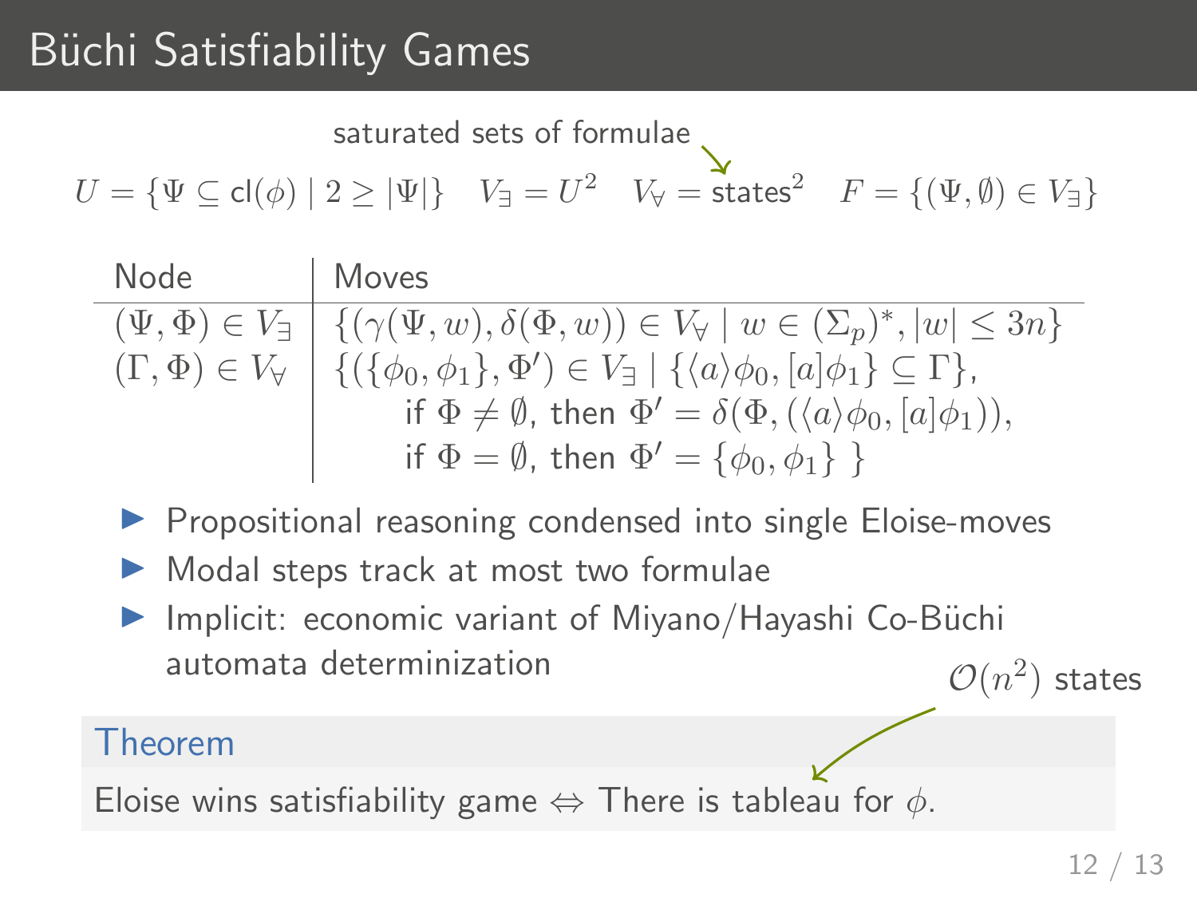# Büchi Satisfiability Games

saturated sets of formulae

$$U = \{\Psi \subseteq \mathsf{cl}(\phi) \mid 2 \geq |\Psi|\} \quad V_\exists = U^2 \quad V_\forall = \text{states}^2 \quad F = \{(\Psi, \emptyset) \in V_\exists\}$$

| Node | Moves |
|---|---|
| $(\Psi, \Phi) \in V_\exists$ | $\{(\gamma(\Psi, w), \delta(\Phi, w)) \in V_\forall \mid w \in (\Sigma_p)^*, \lvert w \rvert \leq 3n\}$ |
| $(\Gamma, \Phi) \in V_\forall$ | $\{(\{\phi_0, \phi_1\}, \Phi') \in V_\exists \mid \{\langle a \rangle \phi_0, [a]\phi_1\} \subseteq \Gamma\}$, if $\Phi \neq \emptyset$, then $\Phi' = \delta(\Phi, (\langle a \rangle \phi_0, [a]\phi_1))$, if $\Phi = \emptyset$, then $\Phi' = \{\phi_0, \phi_1\}$ $\}$ |

- Propositional reasoning condensed into single Eloise-moves
- Modal steps track at most two formulae
- Implicit: economic variant of Miyano/Hayashi Co-Büchi automata determinization

$\mathcal{O}(n^2)$ states

**Theorem**

Eloise wins satisfiability game $\Leftrightarrow$ There is tableau for $\phi$.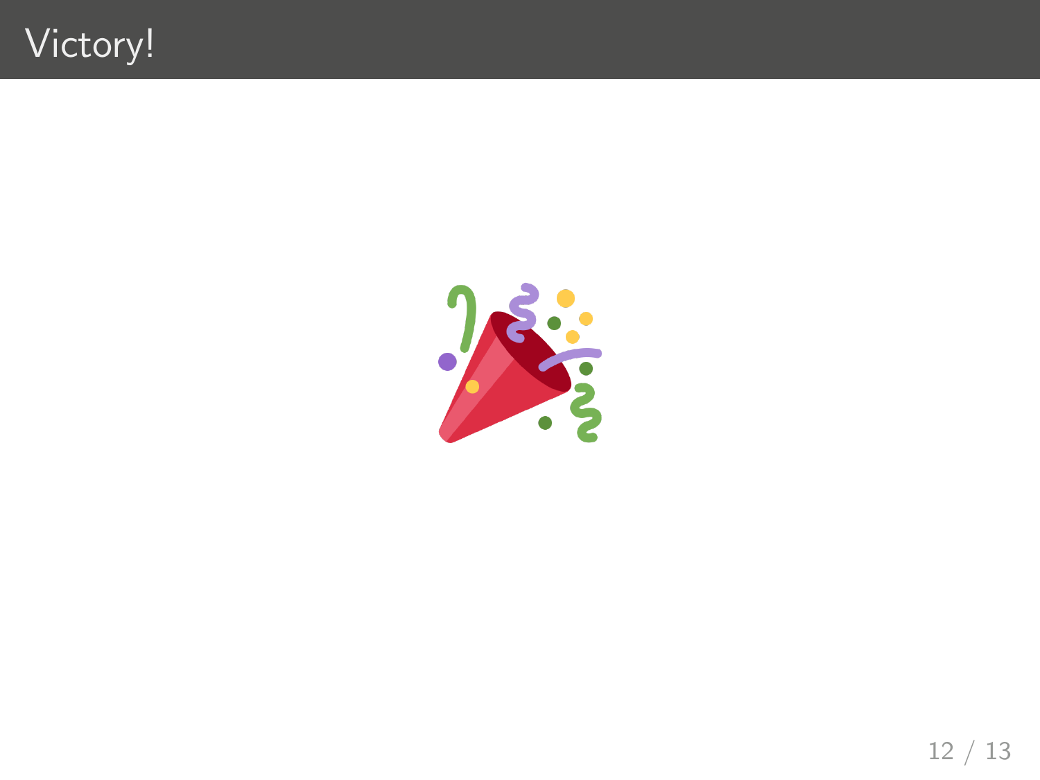# Victory!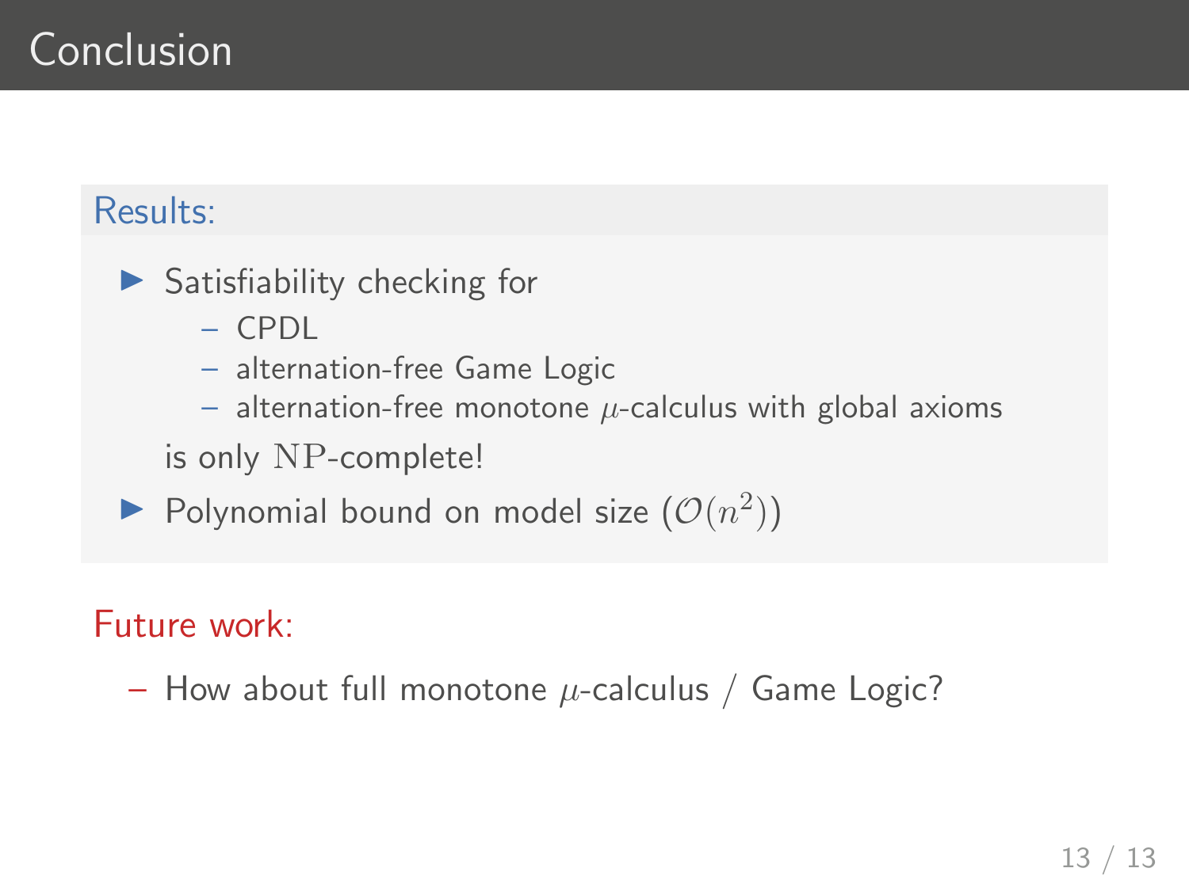# Conclusion

### Results:

- Satisfiability checking for
  - CPDL
  - alternation-free Game Logic
  - alternation-free monotone $\mu$-calculus with global axioms

  is only $\mathrm{NP}$-complete!
- Polynomial bound on model size ($\mathcal{O}(n^2)$)

### Future work:

- How about full monotone $\mu$-calculus / Game Logic?